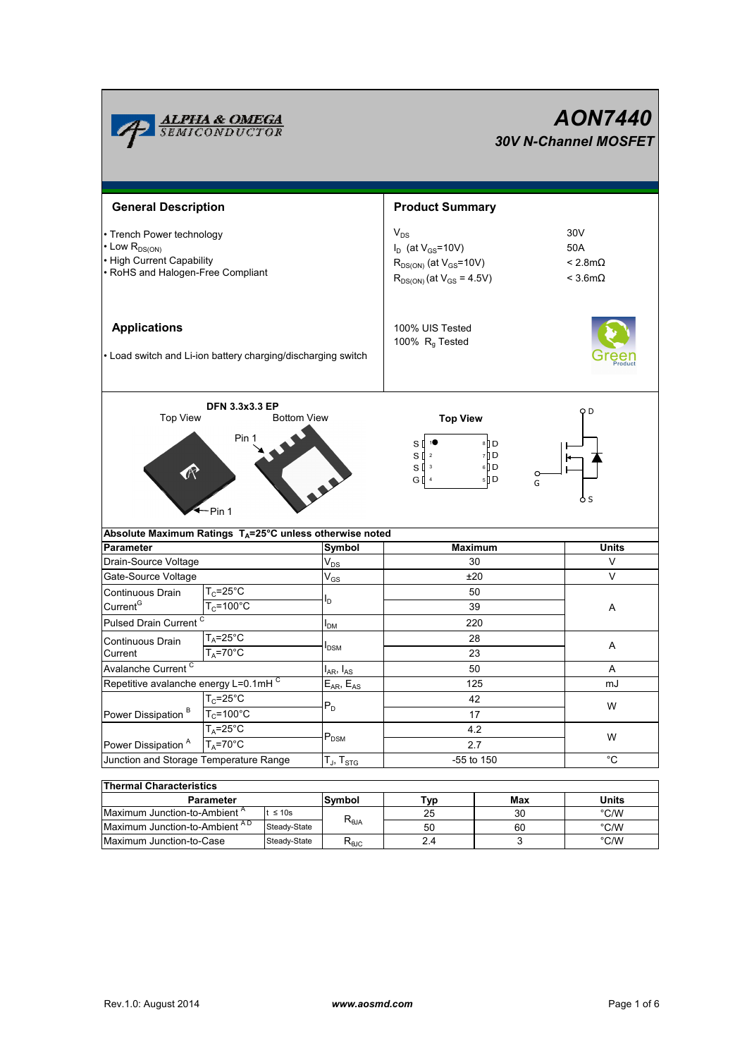# AON7440

## 30V N-Channel MOSFET

## General Description

- Trench Power technology
- Low $R_{DS(ON)}$
- High Current Capability
- RoHS and Halogen-Free Compliant

## Product Summary

| | |
|---|---|
| $V_{DS}$ | 30V |
| $I_D$ (at $V_{GS}$=10V) | 50A |
| $R_{DS(ON)}$ (at $V_{GS}$=10V) | < 2.8mΩ |
| $R_{DS(ON)}$ (at $V_{GS}$ = 4.5V) | < 3.6mΩ |

100% UIS Tested
100% $R_g$ Tested

## Applications

- Load switch and Li-ion battery charging/discharging switch

DFN 3.3x3.3 EP

Top View    Bottom View

Pin 1

Top View

S 1 / 8 D
S 2 / 7 D
S 3 / 6 D
G 4 / 5 D

D, G, S

**Absolute Maximum Ratings $T_A$=25°C unless otherwise noted**

| Parameter | | Symbol | Maximum | Units |
|---|---|---|---|---|
| Drain-Source Voltage | | $V_{DS}$ | 30 | V |
| Gate-Source Voltage | | $V_{GS}$ | ±20 | V |
| Continuous Drain Current [G] | $T_C$=25°C | $I_D$ | 50 | A |
| | $T_C$=100°C | | 39 | |
| Pulsed Drain Current [C] | | $I_{DM}$ | 220 | |
| Continuous Drain Current | $T_A$=25°C | $I_{DSM}$ | 28 | A |
| | $T_A$=70°C | | 23 | |
| Avalanche Current [C] | | $I_{AR}$, $I_{AS}$ | 50 | A |
| Repetitive avalanche energy L=0.1mH [C] | | $E_{AR}$, $E_{AS}$ | 125 | mJ |
| Power Dissipation [B] | $T_C$=25°C | $P_D$ | 42 | W |
| | $T_C$=100°C | | 17 | |
| Power Dissipation [A] | $T_A$=25°C | $P_{DSM}$ | 4.2 | W |
| | $T_A$=70°C | | 2.7 | |
| Junction and Storage Temperature Range | | $T_J$, $T_{STG}$ | -55 to 150 | °C |

**Thermal Characteristics**

| Parameter | | Symbol | Typ | Max | Units |
|---|---|---|---|---|---|
| Maximum Junction-to-Ambient [A] | t ≤ 10s | $R_{\theta JA}$ | 25 | 30 | °C/W |
| Maximum Junction-to-Ambient [A D] | Steady-State | | 50 | 60 | °C/W |
| Maximum Junction-to-Case | Steady-State | $R_{\theta JC}$ | 2.4 | 3 | °C/W |

Rev.1.0: August 2014    www.aosmd.com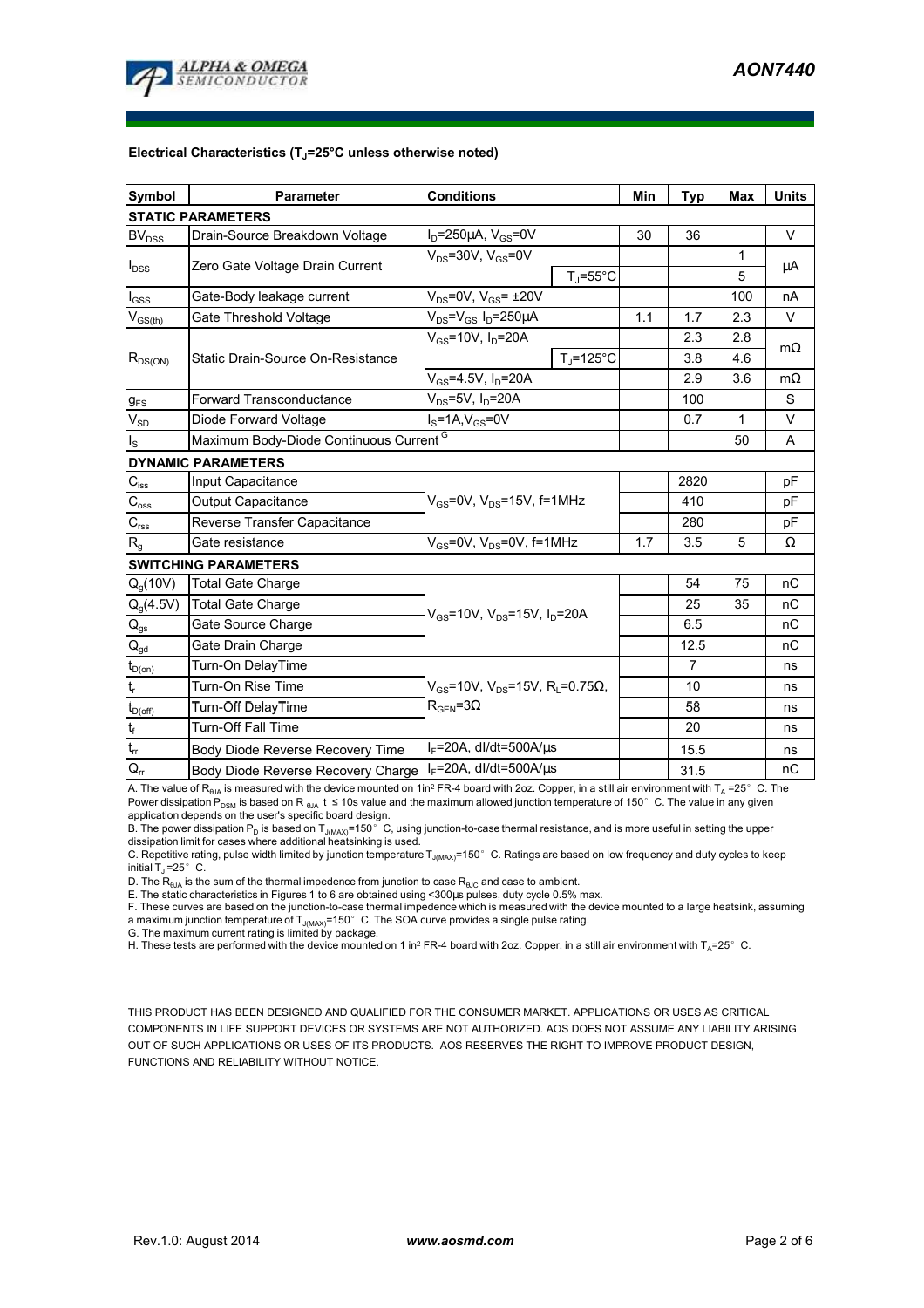### Electrical Characteristics ($T_J$=25°C unless otherwise noted)

| Symbol | Parameter | Conditions | | Min | Typ | Max | Units |
|---|---|---|---|---|---|---|---|
| **STATIC PARAMETERS** | | | | | | | |
| $BV_{DSS}$ | Drain-Source Breakdown Voltage | $I_D$=250µA, $V_{GS}$=0V | | 30 | 36 | | V |
| $I_{DSS}$ | Zero Gate Voltage Drain Current | $V_{DS}$=30V, $V_{GS}$=0V | | | | 1 | µA |
| | | | $T_J$=55°C | | | 5 | |
| $I_{GSS}$ | Gate-Body leakage current | $V_{DS}$=0V, $V_{GS}$= ±20V | | | | 100 | nA |
| $V_{GS(th)}$ | Gate Threshold Voltage | $V_{DS}$=$V_{GS}$ $I_D$=250µA | | 1.1 | 1.7 | 2.3 | V |
| $R_{DS(ON)}$ | Static Drain-Source On-Resistance | $V_{GS}$=10V, $I_D$=20A | | | 2.3 | 2.8 | mΩ |
| | | | $T_J$=125°C | | 3.8 | 4.6 | |
| | | $V_{GS}$=4.5V, $I_D$=20A | | | 2.9 | 3.6 | mΩ |
| $g_{FS}$ | Forward Transconductance | $V_{DS}$=5V, $I_D$=20A | | | 100 | | S |
| $V_{SD}$ | Diode Forward Voltage | $I_S$=1A,$V_{GS}$=0V | | | 0.7 | 1 | V |
| $I_S$ | Maximum Body-Diode Continuous Current [G] | | | | | 50 | A |
| **DYNAMIC PARAMETERS** | | | | | | | |
| $C_{iss}$ | Input Capacitance | $V_{GS}$=0V, $V_{DS}$=15V, f=1MHz | | | 2820 | | pF |
| $C_{oss}$ | Output Capacitance | | | | 410 | | pF |
| $C_{rss}$ | Reverse Transfer Capacitance | | | | 280 | | pF |
| $R_g$ | Gate resistance | $V_{GS}$=0V, $V_{DS}$=0V, f=1MHz | | 1.7 | 3.5 | 5 | Ω |
| **SWITCHING PARAMETERS** | | | | | | | |
| $Q_g$(10V) | Total Gate Charge | $V_{GS}$=10V, $V_{DS}$=15V, $I_D$=20A | | | 54 | 75 | nC |
| $Q_g$(4.5V) | Total Gate Charge | | | | 25 | 35 | nC |
| $Q_{gs}$ | Gate Source Charge | | | | 6.5 | | nC |
| $Q_{gd}$ | Gate Drain Charge | | | | 12.5 | | nC |
| $t_{D(on)}$ | Turn-On DelayTime | $V_{GS}$=10V, $V_{DS}$=15V, $R_L$=0.75Ω, $R_{GEN}$=3Ω | | | 7 | | ns |
| $t_r$ | Turn-On Rise Time | | | | 10 | | ns |
| $t_{D(off)}$ | Turn-Off DelayTime | | | | 58 | | ns |
| $t_f$ | Turn-Off Fall Time | | | | 20 | | ns |
| $t_{rr}$ | Body Diode Reverse Recovery Time | $I_F$=20A, dI/dt=500A/µs | | | 15.5 | | ns |
| $Q_{rr}$ | Body Diode Reverse Recovery Charge | $I_F$=20A, dI/dt=500A/µs | | | 31.5 | | nC |

A. The value of $R_{\theta JA}$ is measured with the device mounted on 1in² FR-4 board with 2oz. Copper, in a still air environment with $T_A$ =25°C. The Power dissipation $P_{DSM}$ is based on R $_{\theta JA}$ t ≤ 10s value and the maximum allowed junction temperature of 150°C. The value in any given application depends on the user's specific board design.
B. The power dissipation $P_D$ is based on $T_{J(MAX)}$=150°C, using junction-to-case thermal resistance, and is more useful in setting the upper dissipation limit for cases where additional heatsinking is used.
C. Repetitive rating, pulse width limited by junction temperature $T_{J(MAX)}$=150°C. Ratings are based on low frequency and duty cycles to keep initial $T_J$ =25°C.
D. The $R_{\theta JA}$ is the sum of the thermal impedence from junction to case $R_{\theta JC}$ and case to ambient.
E. The static characteristics in Figures 1 to 6 are obtained using <300µs pulses, duty cycle 0.5% max.
F. These curves are based on the junction-to-case thermal impedence which is measured with the device mounted to a large heatsink, assuming a maximum junction temperature of $T_{J(MAX)}$=150°C. The SOA curve provides a single pulse rating.
G. The maximum current rating is limited by package.
H. These tests are performed with the device mounted on 1 in² FR-4 board with 2oz. Copper, in a still air environment with $T_A$=25°C.

THIS PRODUCT HAS BEEN DESIGNED AND QUALIFIED FOR THE CONSUMER MARKET. APPLICATIONS OR USES AS CRITICAL COMPONENTS IN LIFE SUPPORT DEVICES OR SYSTEMS ARE NOT AUTHORIZED. AOS DOES NOT ASSUME ANY LIABILITY ARISING OUT OF SUCH APPLICATIONS OR USES OF ITS PRODUCTS. AOS RESERVES THE RIGHT TO IMPROVE PRODUCT DESIGN, FUNCTIONS AND RELIABILITY WITHOUT NOTICE.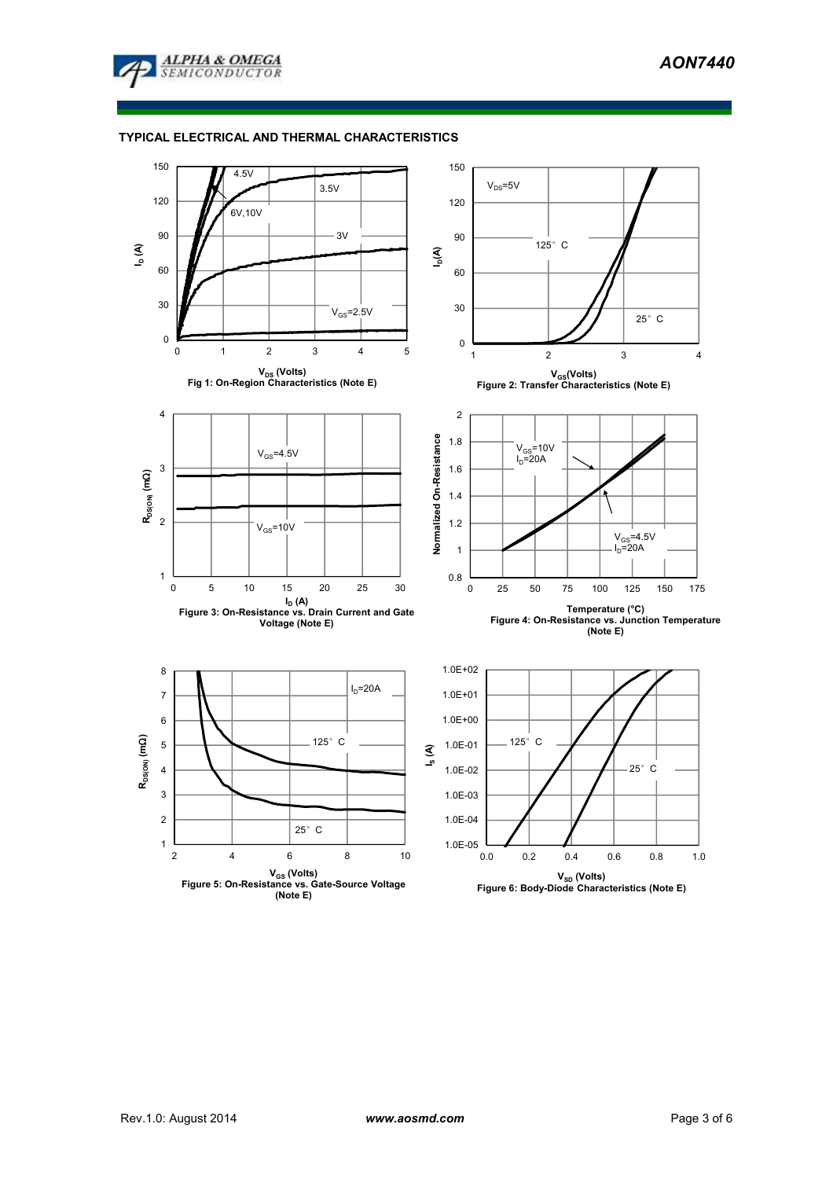## TYPICAL ELECTRICAL AND THERMAL CHARACTERISTICS

Fig 1: On-Region Characteristics (Note E)

Figure 2: Transfer Characteristics (Note E)

Figure 3: On-Resistance vs. Drain Current and Gate Voltage (Note E)

Figure 4: On-Resistance vs. Junction Temperature (Note E)

Figure 5: On-Resistance vs. Gate-Source Voltage (Note E)

Figure 6: Body-Diode Characteristics (Note E)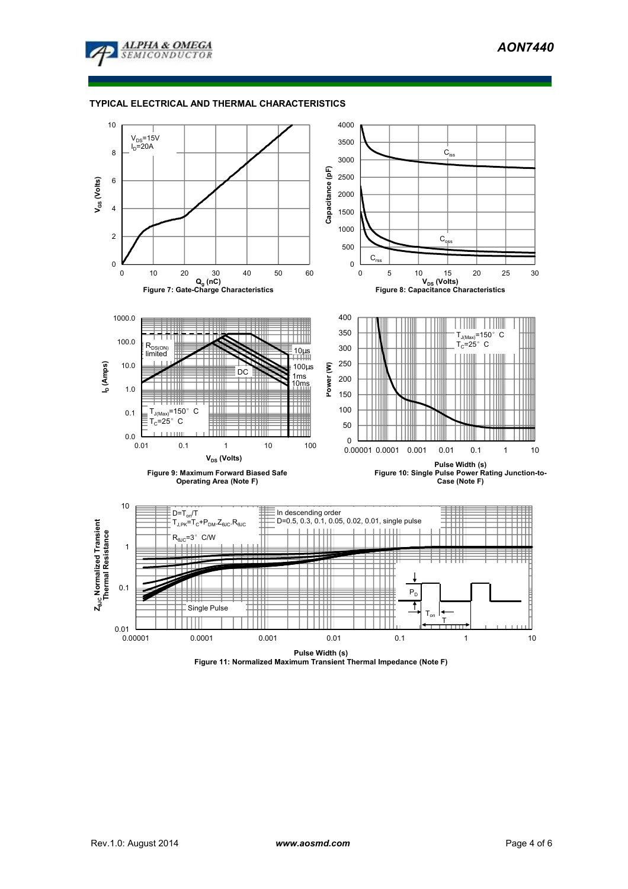## TYPICAL ELECTRICAL AND THERMAL CHARACTERISTICS

Figure 7: Gate-Charge Characteristics

Figure 8: Capacitance Characteristics

Figure 9: Maximum Forward Biased Safe Operating Area (Note F)

Figure 10: Single Pulse Power Rating Junction-to-Case (Note F)

Figure 11: Normalized Maximum Transient Thermal Impedance (Note F)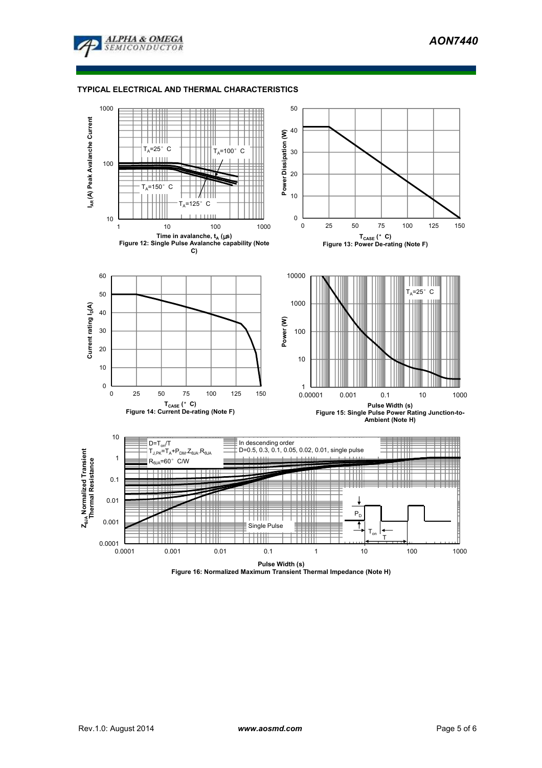## TYPICAL ELECTRICAL AND THERMAL CHARACTERISTICS

$T_A$=25° C
$T_A$=100° C
$T_A$=150° C
$T_A$=125° C

$I_{AR}$ (A) Peak Avalanche Current

Time in avalanche, $t_A$ (μs)

Figure 12: Single Pulse Avalanche capability (Note C)

Power Dissipation (W)

$T_{CASE}$ (° C)

Figure 13: Power De-rating (Note F)

Current rating $I_D$(A)

$T_{CASE}$ (° C)

Figure 14: Current De-rating (Note F)

$T_A$=25° C

Power (W)

Pulse Width (s)

Figure 15: Single Pulse Power Rating Junction-to-Ambient (Note H)

D=$T_{on}$/T
$T_{J,PK}$=$T_A$+$P_{DM}$.$Z_{\theta JA}$.$R_{\theta JA}$
$R_{\theta JA}$=60° C/W

In descending order
D=0.5, 0.3, 0.1, 0.05, 0.02, 0.01, single pulse

Single Pulse

$P_D$
$T_{on}$
T

$Z_{\theta JA}$ Normalized Transient Thermal Resistance

Pulse Width (s)

Figure 16: Normalized Maximum Transient Thermal Impedance (Note H)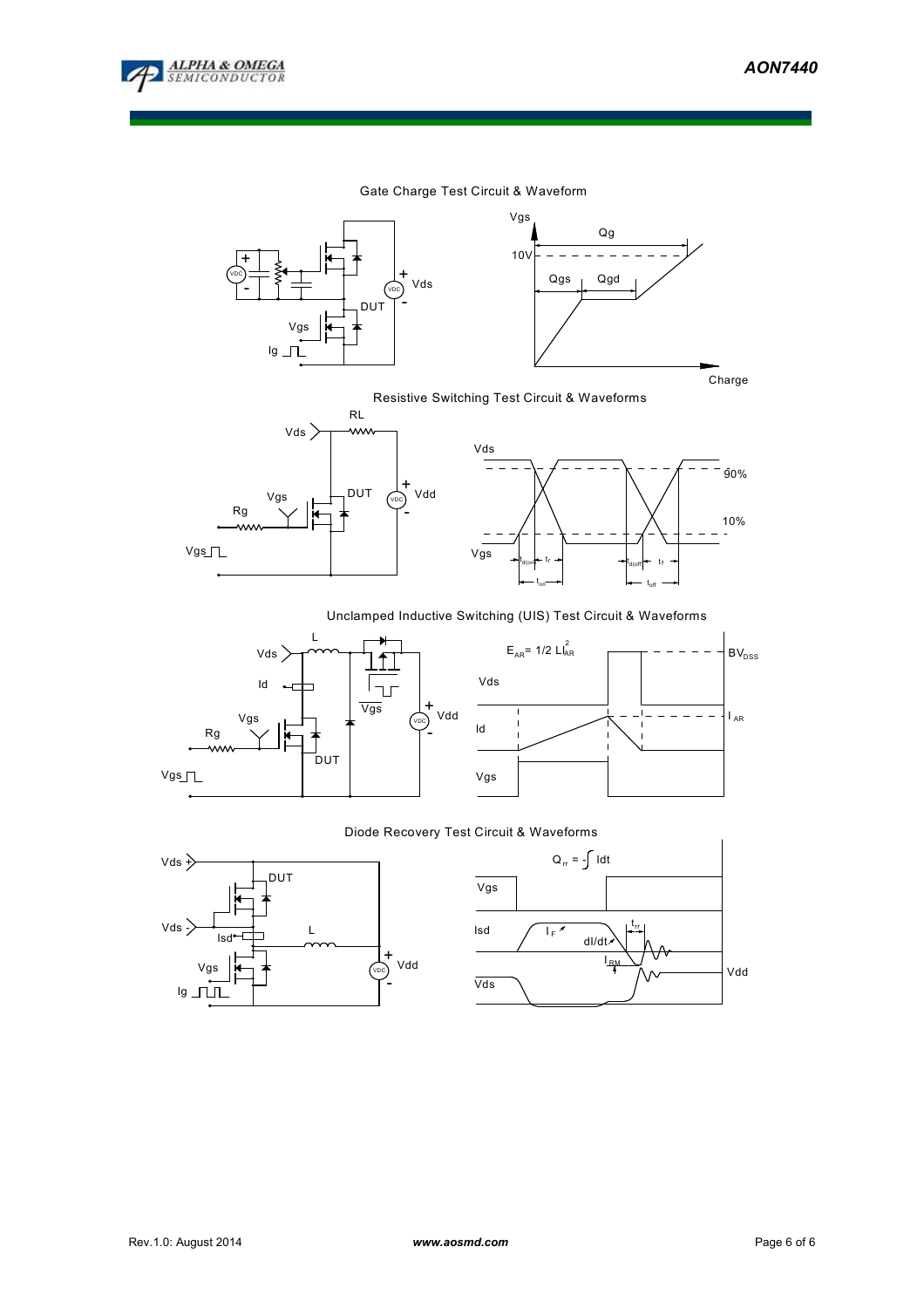## Gate Charge Test Circuit & Waveform

VDC
+
-
DUT
Vgs
Ig
+
Vds
-

Vgs
Qg
10V
Qgs
Qgd
Charge

## Resistive Switching Test Circuit & Waveforms

RL
Vds
Vgs
DUT
Rg
Vgs
+
Vdd
-
VDC

Vds
90%
10%
Vgs
$t_{d(on)}$
$t_r$
$t_{on}$
$t_{d(off)}$
$t_f$
$t_{off}$

## Unclamped Inductive Switching (UIS) Test Circuit & Waveforms

L
Vds
Id
Vgs
Rg
Vgs
DUT
Vgs
+
Vdd
-
VDC

$E_{AR} = 1/2\ LI_{AR}^2$
$BV_{DSS}$
Vds
Id
$I_{AR}$
Vgs

## Diode Recovery Test Circuit & Waveforms

Vds +
DUT
Vds -
Isd
L
Vgs
Ig
+
Vdd
-
VDC

$Q_{rr} = -\int Idt$
Vgs
Isd
$I_F$
dI/dt
$t_{rr}$
$I_{RM}$
Vds
Vdd